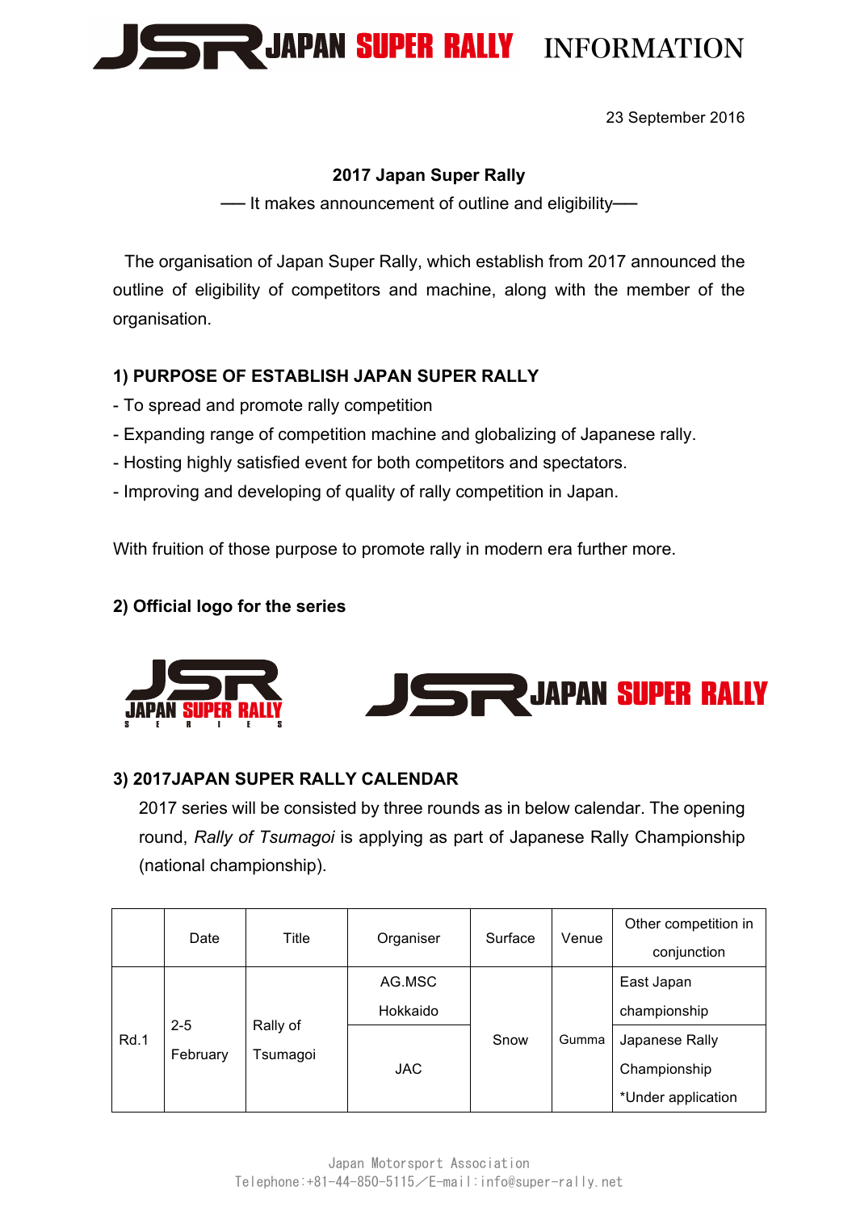JAPAN SUPER RALLY INFORMATION

23 September 2016

**2017 Japan Super Rally**

—— It makes announcement of outline and eligibility——

The organisation of Japan Super Rally, which establish from 2017 announced the outline of eligibility of competitors and machine, along with the member of the organisation.

### 1) PURPOSE OF ESTABLISH JAPAN SUPER RALLY

- To spread and promote rally competition
- Expanding range of competition machine and globalizing of Japanese rally.
- Hosting highly satisfied event for both competitors and spectators.
- Improving and developing of quality of rally competition in Japan.

With fruition of those purpose to promote rally in modern era further more.

### 2) Official logo for the series

### 3) 2017JAPAN SUPER RALLY CALENDAR

2017 series will be consisted by three rounds as in below calendar. The opening round, *Rally of Tsumagoi* is applying as part of Japanese Rally Championship (national championship).

| | Date | Title | Organiser | Surface | Venue | Other competition in conjunction |
|---|---|---|---|---|---|---|
| Rd.1 | 2-5 February | Rally of Tsumagoi | AG.MSC Hokkaido | Snow | Gumma | East Japan championship |
| | | | JAC | | | Japanese Rally Championship *Under application |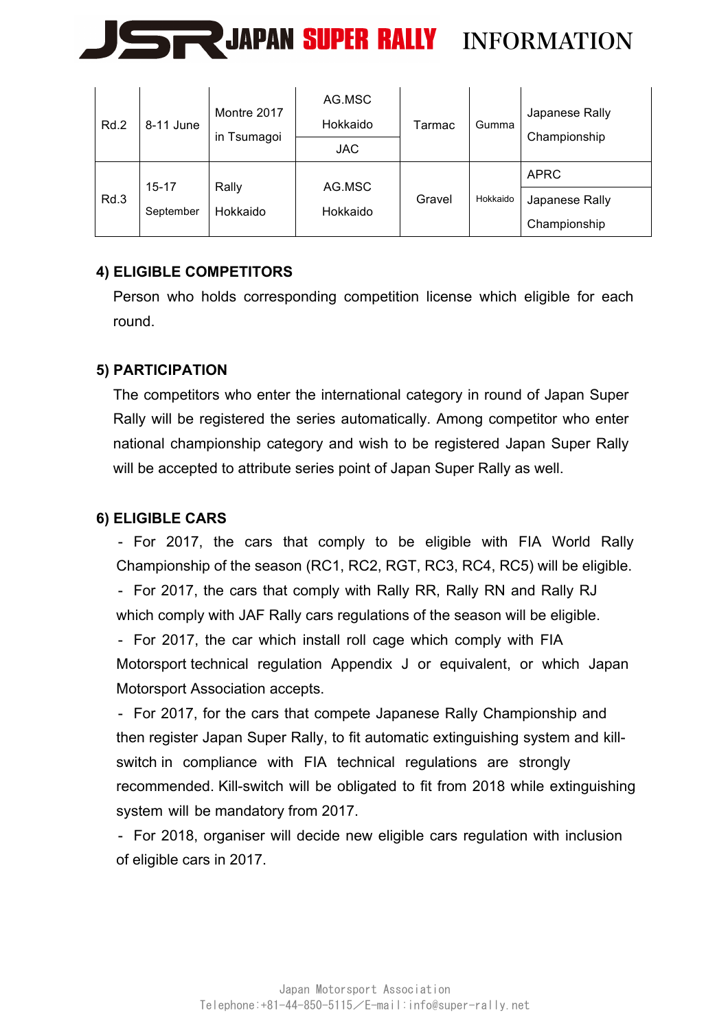| Rd.2 | 8-11 June | Montre 2017 in Tsumagoi | AG.MSC Hokkaido / JAC | Tarmac | Gumma | Japanese Rally Championship |
|---|---|---|---|---|---|---|
| Rd.3 | 15-17 September | Rally Hokkaido | AG.MSC Hokkaido | Gravel | Hokkaido | APRC / Japanese Rally Championship |

## 4) ELIGIBLE COMPETITORS

Person who holds corresponding competition license which eligible for each round.

## 5) PARTICIPATION

The competitors who enter the international category in round of Japan Super Rally will be registered the series automatically. Among competitor who enter national championship category and wish to be registered Japan Super Rally will be accepted to attribute series point of Japan Super Rally as well.

## 6) ELIGIBLE CARS

- For 2017, the cars that comply to be eligible with FIA World Rally Championship of the season (RC1, RC2, RGT, RC3, RC4, RC5) will be eligible.
- For 2017, the cars that comply with Rally RR, Rally RN and Rally RJ which comply with JAF Rally cars regulations of the season will be eligible.
- For 2017, the car which install roll cage which comply with FIA Motorsport technical regulation Appendix J or equivalent, or which Japan Motorsport Association accepts.
- For 2017, for the cars that compete Japanese Rally Championship and then register Japan Super Rally, to fit automatic extinguishing system and kill-switch in compliance with FIA technical regulations are strongly recommended. Kill-switch will be obligated to fit from 2018 while extinguishing system will be mandatory from 2017.
- For 2018, organiser will decide new eligible cars regulation with inclusion of eligible cars in 2017.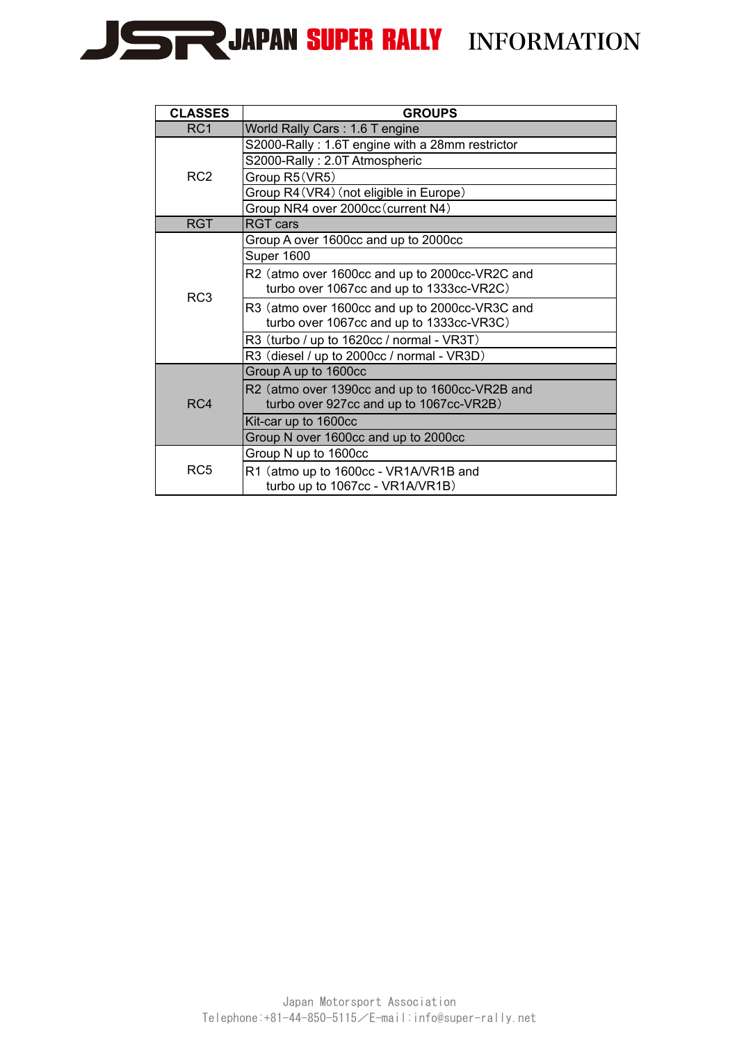# JSR JAPAN SUPER RALLY INFORMATION

| CLASSES | GROUPS |
|---|---|
| RC1 | World Rally Cars : 1.6 T engine |
| RC2 | S2000-Rally : 1.6T engine with a 28mm restrictor |
| | S2000-Rally : 2.0T Atmospheric |
| | Group R5（VR5） |
| | Group R4（VR4）（not eligible in Europe） |
| | Group NR4 over 2000cc（current N4） |
| RGT | RGT cars |
| RC3 | Group A over 1600cc and up to 2000cc |
| | Super 1600 |
| | R2（atmo over 1600cc and up to 2000cc-VR2C and turbo over 1067cc and up to 1333cc-VR2C） |
| | R3（atmo over 1600cc and up to 2000cc-VR3C and turbo over 1067cc and up to 1333cc-VR3C） |
| | R3（turbo / up to 1620cc / normal - VR3T） |
| | R3（diesel / up to 2000cc / normal - VR3D） |
| RC4 | Group A up to 1600cc |
| | R2（atmo over 1390cc and up to 1600cc-VR2B and turbo over 927cc and up to 1067cc-VR2B） |
| | Kit-car up to 1600cc |
| | Group N over 1600cc and up to 2000cc |
| RC5 | Group N up to 1600cc |
| | R1（atmo up to 1600cc - VR1A/VR1B and turbo up to 1067cc - VR1A/VR1B） |

Japan Motorsport Association
Telephone:+81-44-850-5115／E-mail:info@super-rally.net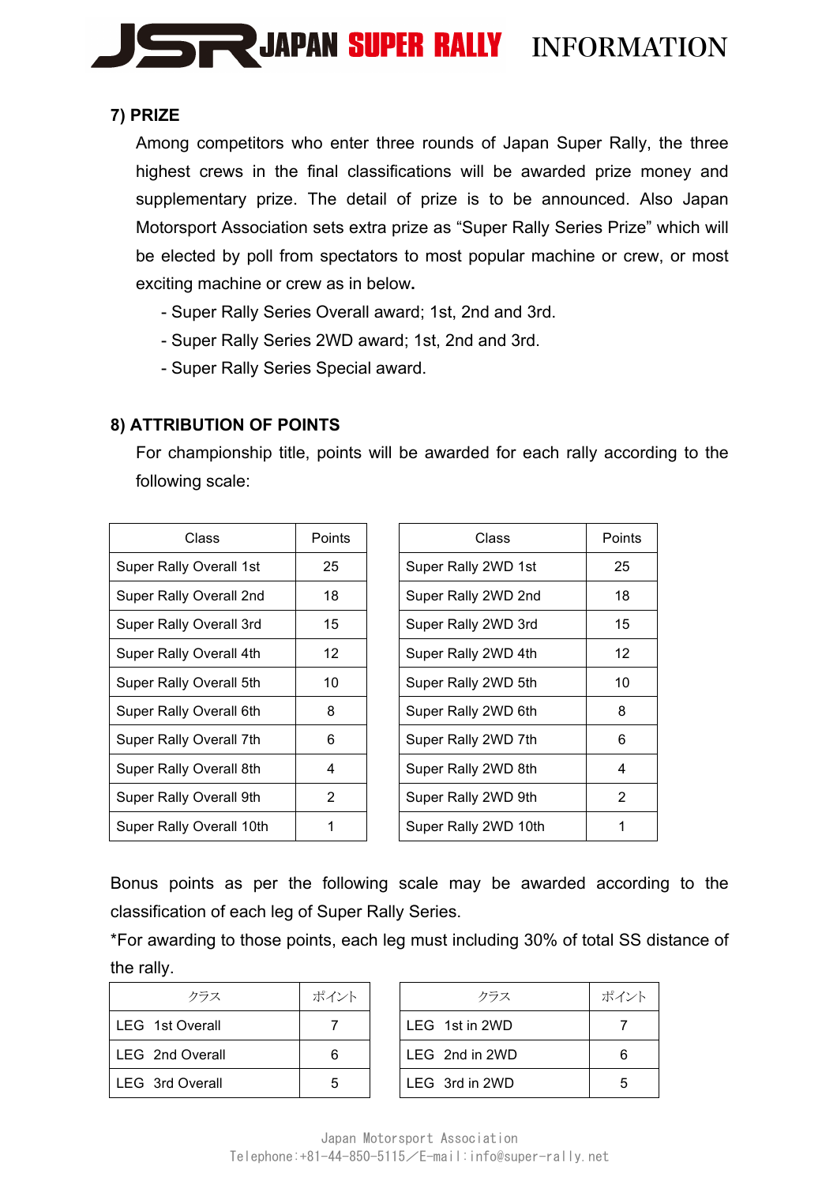## 7) PRIZE

Among competitors who enter three rounds of Japan Super Rally, the three highest crews in the final classifications will be awarded prize money and supplementary prize. The detail of prize is to be announced. Also Japan Motorsport Association sets extra prize as "Super Rally Series Prize" which will be elected by poll from spectators to most popular machine or crew, or most exciting machine or crew as in below**.**

- Super Rally Series Overall award; 1st, 2nd and 3rd.
- Super Rally Series 2WD award; 1st, 2nd and 3rd.
- Super Rally Series Special award.

## 8) ATTRIBUTION OF POINTS

For championship title, points will be awarded for each rally according to the following scale:

| Class | Points |
|---|---|
| Super Rally Overall 1st | 25 |
| Super Rally Overall 2nd | 18 |
| Super Rally Overall 3rd | 15 |
| Super Rally Overall 4th | 12 |
| Super Rally Overall 5th | 10 |
| Super Rally Overall 6th | 8 |
| Super Rally Overall 7th | 6 |
| Super Rally Overall 8th | 4 |
| Super Rally Overall 9th | 2 |
| Super Rally Overall 10th | 1 |

| Class | Points |
|---|---|
| Super Rally 2WD 1st | 25 |
| Super Rally 2WD 2nd | 18 |
| Super Rally 2WD 3rd | 15 |
| Super Rally 2WD 4th | 12 |
| Super Rally 2WD 5th | 10 |
| Super Rally 2WD 6th | 8 |
| Super Rally 2WD 7th | 6 |
| Super Rally 2WD 8th | 4 |
| Super Rally 2WD 9th | 2 |
| Super Rally 2WD 10th | 1 |

Bonus points as per the following scale may be awarded according to the classification of each leg of Super Rally Series.

*For awarding to those points, each leg must including 30% of total SS distance of the rally.

| クラス | ポイント |
|---|---|
| LEG 1st Overall | 7 |
| LEG 2nd Overall | 6 |
| LEG 3rd Overall | 5 |

| クラス | ポイント |
|---|---|
| LEG 1st in 2WD | 7 |
| LEG 2nd in 2WD | 6 |
| LEG 3rd in 2WD | 5 |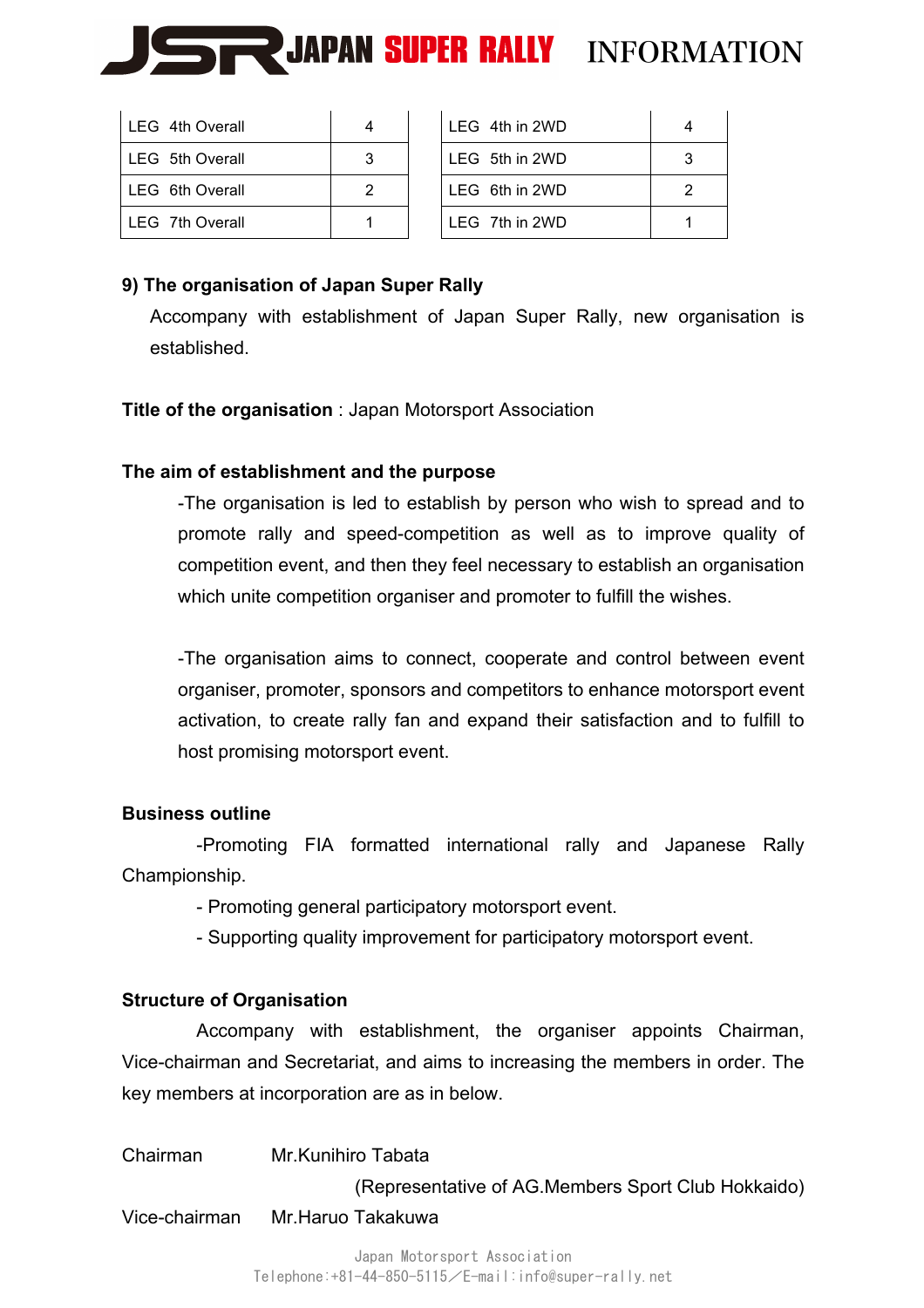| LEG 4th Overall | 4 |
| --- | --- |
| LEG 5th Overall | 3 |
| LEG 6th Overall | 2 |
| LEG 7th Overall | 1 |

| LEG 4th in 2WD | 4 |
| --- | --- |
| LEG 5th in 2WD | 3 |
| LEG 6th in 2WD | 2 |
| LEG 7th in 2WD | 1 |

**9) The organisation of Japan Super Rally**

Accompany with establishment of Japan Super Rally, new organisation is established.

**Title of the organisation** : Japan Motorsport Association

**The aim of establishment and the purpose**

-The organisation is led to establish by person who wish to spread and to promote rally and speed-competition as well as to improve quality of competition event, and then they feel necessary to establish an organisation which unite competition organiser and promoter to fulfill the wishes.

-The organisation aims to connect, cooperate and control between event organiser, promoter, sponsors and competitors to enhance motorsport event activation, to create rally fan and expand their satisfaction and to fulfill to host promising motorsport event.

**Business outline**

-Promoting FIA formatted international rally and Japanese Rally Championship.

- Promoting general participatory motorsport event.
- Supporting quality improvement for participatory motorsport event.

**Structure of Organisation**

Accompany with establishment, the organiser appoints Chairman, Vice-chairman and Secretariat, and aims to increasing the members in order. The key members at incorporation are as in below.

Chairman Mr.Kunihiro Tabata
(Representative of AG.Members Sport Club Hokkaido)

Vice-chairman Mr.Haruo Takakuwa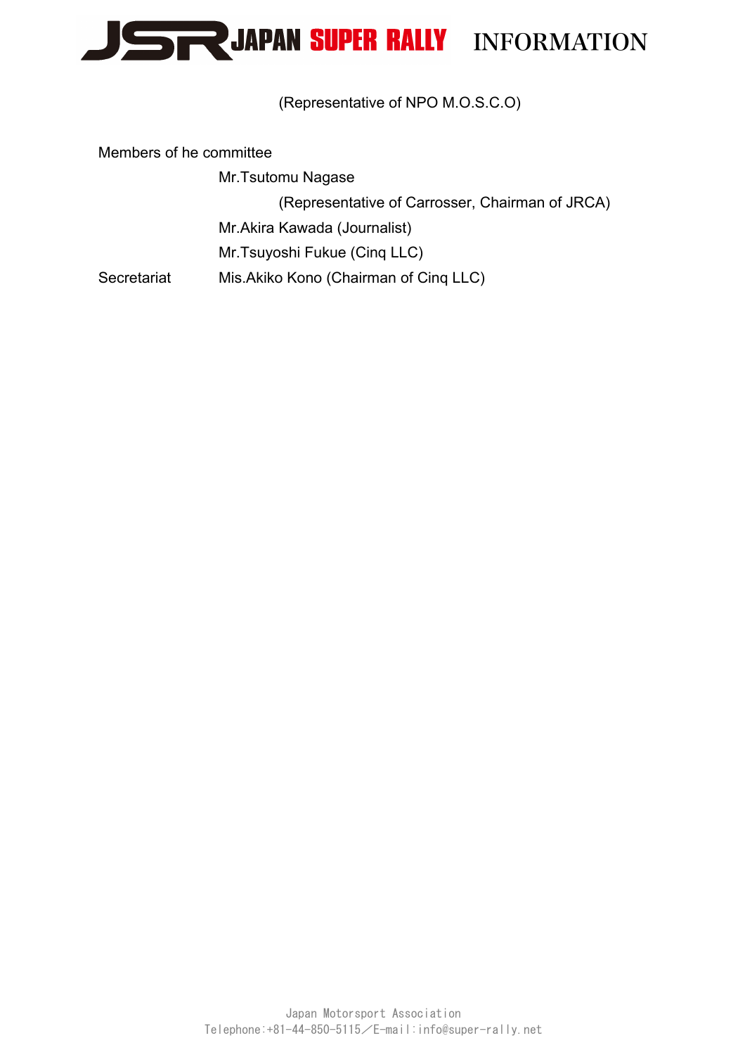(Representative of NPO M.O.S.C.O)

Members of he committee
Mr.Tsutomu Nagase
(Representative of Carrosser, Chairman of JRCA)
Mr.Akira Kawada (Journalist)
Mr.Tsuyoshi Fukue (Cinq LLC)

Secretariat Mis.Akiko Kono (Chairman of Cinq LLC)